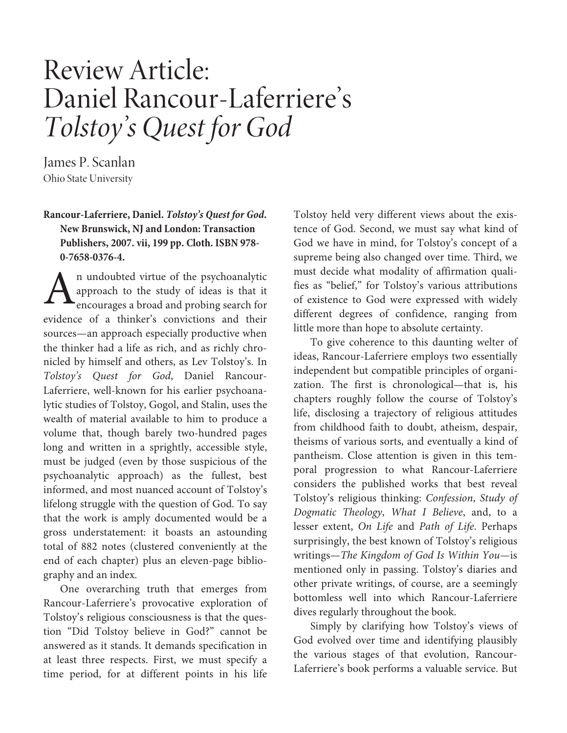# Review Article: Daniel Rancour-Laferriere's *Tolstoy's Quest for God*

James P. Scanlan
Ohio State University

**Rancour-Laferriere, Daniel. *Tolstoy's Quest for God*. New Brunswick, NJ and London: Transaction Publishers, 2007. vii, 199 pp. Cloth. ISBN 978-0-7658-0376-4.**

An undoubted virtue of the psychoanalytic approach to the study of ideas is that it encourages a broad and probing search for evidence of a thinker's convictions and their sources—an approach especially productive when the thinker had a life as rich, and as richly chronicled by himself and others, as Lev Tolstoy's. In *Tolstoy's Quest for God*, Daniel Rancour-Laferriere, well-known for his earlier psychoanalytic studies of Tolstoy, Gogol, and Stalin, uses the wealth of material available to him to produce a volume that, though barely two-hundred pages long and written in a sprightly, accessible style, must be judged (even by those suspicious of the psychoanalytic approach) as the fullest, best informed, and most nuanced account of Tolstoy's lifelong struggle with the question of God. To say that the work is amply documented would be a gross understatement: it boasts an astounding total of 882 notes (clustered conveniently at the end of each chapter) plus an eleven-page bibliography and an index.

One overarching truth that emerges from Rancour-Laferriere's provocative exploration of Tolstoy's religious consciousness is that the question "Did Tolstoy believe in God?" cannot be answered as it stands. It demands specification in at least three respects. First, we must specify a time period, for at different points in his life Tolstoy held very different views about the existence of God. Second, we must say what kind of God we have in mind, for Tolstoy's concept of a supreme being also changed over time. Third, we must decide what modality of affirmation qualifies as "belief," for Tolstoy's various attributions of existence to God were expressed with widely different degrees of confidence, ranging from little more than hope to absolute certainty.

To give coherence to this daunting welter of ideas, Rancour-Laferriere employs two essentially independent but compatible principles of organization. The first is chronological—that is, his chapters roughly follow the course of Tolstoy's life, disclosing a trajectory of religious attitudes from childhood faith to doubt, atheism, despair, theisms of various sorts, and eventually a kind of pantheism. Close attention is given in this temporal progression to what Rancour-Laferriere considers the published works that best reveal Tolstoy's religious thinking: *Confession*, *Study of Dogmatic Theology*, *What I Believe*, and, to a lesser extent, *On Life* and *Path of Life*. Perhaps surprisingly, the best known of Tolstoy's religious writings—*The Kingdom of God Is Within You*—is mentioned only in passing. Tolstoy's diaries and other private writings, of course, are a seemingly bottomless well into which Rancour-Laferriere dives regularly throughout the book.

Simply by clarifying how Tolstoy's views of God evolved over time and identifying plausibly the various stages of that evolution, Rancour-Laferriere's book performs a valuable service. But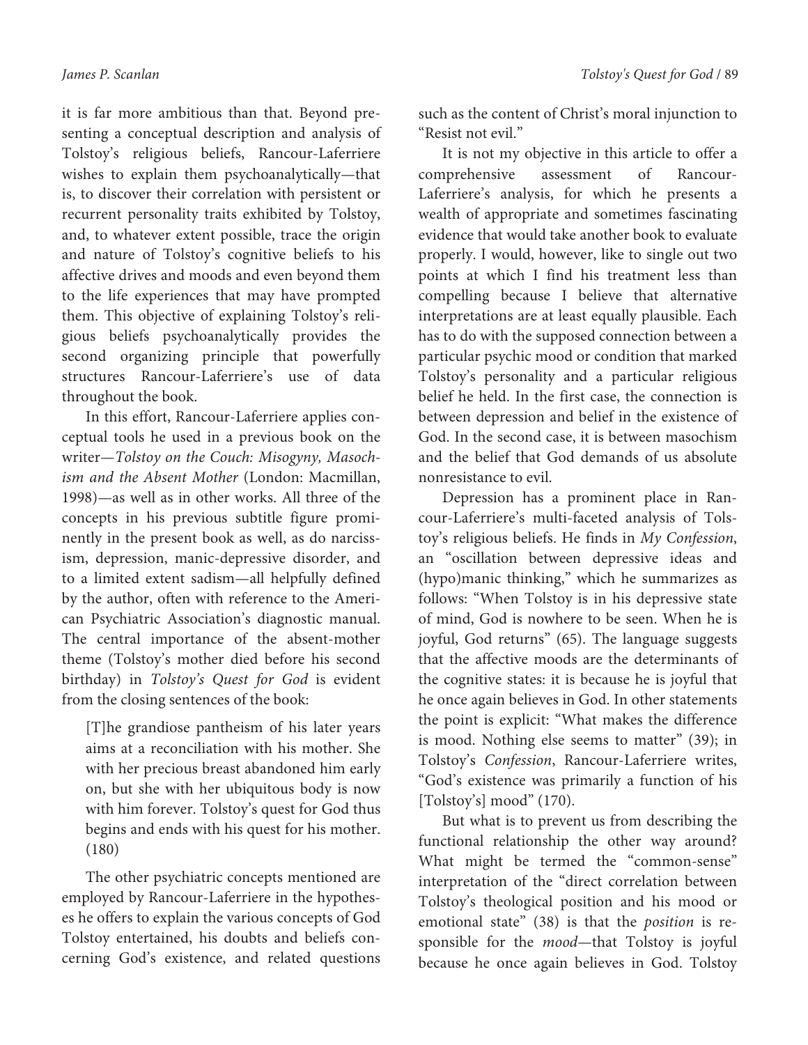it is far more ambitious than that. Beyond presenting a conceptual description and analysis of Tolstoy's religious beliefs, Rancour-Laferriere wishes to explain them psychoanalytically—that is, to discover their correlation with persistent or recurrent personality traits exhibited by Tolstoy, and, to whatever extent possible, trace the origin and nature of Tolstoy's cognitive beliefs to his affective drives and moods and even beyond them to the life experiences that may have prompted them. This objective of explaining Tolstoy's religious beliefs psychoanalytically provides the second organizing principle that powerfully structures Rancour-Laferriere's use of data throughout the book.

In this effort, Rancour-Laferriere applies conceptual tools he used in a previous book on the writer—*Tolstoy on the Couch: Misogyny, Masochism and the Absent Mother* (London: Macmillan, 1998)—as well as in other works. All three of the concepts in his previous subtitle figure prominently in the present book as well, as do narcissism, depression, manic-depressive disorder, and to a limited extent sadism—all helpfully defined by the author, often with reference to the American Psychiatric Association's diagnostic manual. The central importance of the absent-mother theme (Tolstoy's mother died before his second birthday) in *Tolstoy's Quest for God* is evident from the closing sentences of the book:

> [T]he grandiose pantheism of his later years aims at a reconciliation with his mother. She with her precious breast abandoned him early on, but she with her ubiquitous body is now with him forever. Tolstoy's quest for God thus begins and ends with his quest for his mother. (180)

The other psychiatric concepts mentioned are employed by Rancour-Laferriere in the hypotheses he offers to explain the various concepts of God Tolstoy entertained, his doubts and beliefs concerning God's existence, and related questions such as the content of Christ's moral injunction to "Resist not evil."

It is not my objective in this article to offer a comprehensive assessment of Rancour-Laferriere's analysis, for which he presents a wealth of appropriate and sometimes fascinating evidence that would take another book to evaluate properly. I would, however, like to single out two points at which I find his treatment less than compelling because I believe that alternative interpretations are at least equally plausible. Each has to do with the supposed connection between a particular psychic mood or condition that marked Tolstoy's personality and a particular religious belief he held. In the first case, the connection is between depression and belief in the existence of God. In the second case, it is between masochism and the belief that God demands of us absolute nonresistance to evil.

Depression has a prominent place in Rancour-Laferriere's multi-faceted analysis of Tolstoy's religious beliefs. He finds in *My Confession*, an "oscillation between depressive ideas and (hypo)manic thinking," which he summarizes as follows: "When Tolstoy is in his depressive state of mind, God is nowhere to be seen. When he is joyful, God returns" (65). The language suggests that the affective moods are the determinants of the cognitive states: it is because he is joyful that he once again believes in God. In other statements the point is explicit: "What makes the difference is mood. Nothing else seems to matter" (39); in Tolstoy's *Confession*, Rancour-Laferriere writes, "God's existence was primarily a function of his [Tolstoy's] mood" (170).

But what is to prevent us from describing the functional relationship the other way around? What might be termed the "common-sense" interpretation of the "direct correlation between Tolstoy's theological position and his mood or emotional state" (38) is that the *position* is responsible for the *mood*—that Tolstoy is joyful because he once again believes in God. Tolstoy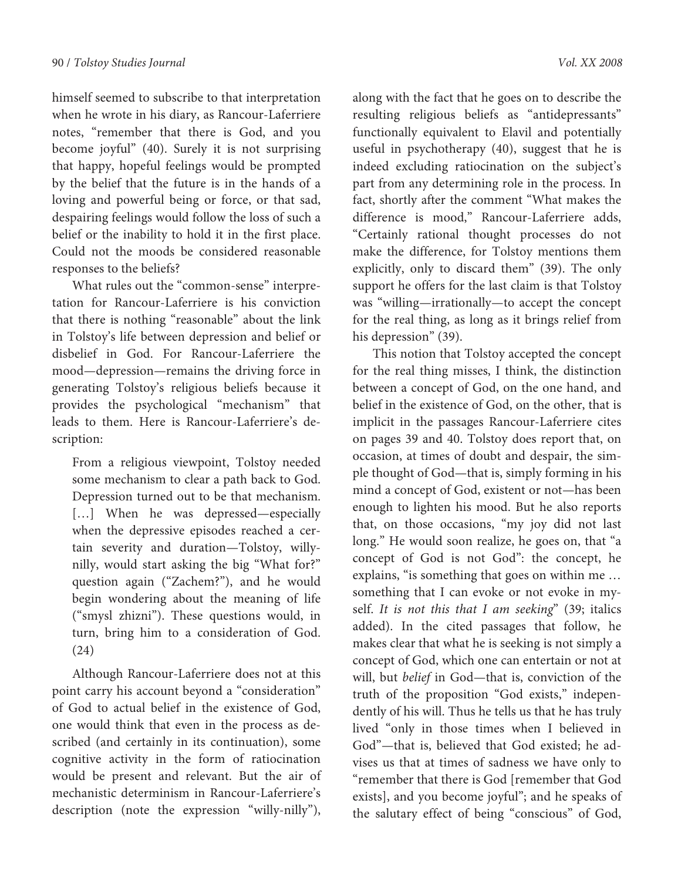himself seemed to subscribe to that interpretation when he wrote in his diary, as Rancour-Laferriere notes, "remember that there is God, and you become joyful" (40). Surely it is not surprising that happy, hopeful feelings would be prompted by the belief that the future is in the hands of a loving and powerful being or force, or that sad, despairing feelings would follow the loss of such a belief or the inability to hold it in the first place. Could not the moods be considered reasonable responses to the beliefs?

What rules out the "common-sense" interpretation for Rancour-Laferriere is his conviction that there is nothing "reasonable" about the link in Tolstoy's life between depression and belief or disbelief in God. For Rancour-Laferriere the mood—depression—remains the driving force in generating Tolstoy's religious beliefs because it provides the psychological "mechanism" that leads to them. Here is Rancour-Laferriere's description:

> From a religious viewpoint, Tolstoy needed some mechanism to clear a path back to God. Depression turned out to be that mechanism. [...] When he was depressed—especially when the depressive episodes reached a certain severity and duration—Tolstoy, willy-nilly, would start asking the big "What for?" question again ("Zachem?"), and he would begin wondering about the meaning of life ("smysl zhizni"). These questions would, in turn, bring him to a consideration of God. (24)

Although Rancour-Laferriere does not at this point carry his account beyond a "consideration" of God to actual belief in the existence of God, one would think that even in the process as described (and certainly in its continuation), some cognitive activity in the form of ratiocination would be present and relevant. But the air of mechanistic determinism in Rancour-Laferriere's description (note the expression "willy-nilly"), along with the fact that he goes on to describe the resulting religious beliefs as "antidepressants" functionally equivalent to Elavil and potentially useful in psychotherapy (40), suggest that he is indeed excluding ratiocination on the subject's part from any determining role in the process. In fact, shortly after the comment "What makes the difference is mood," Rancour-Laferriere adds, "Certainly rational thought processes do not make the difference, for Tolstoy mentions them explicitly, only to discard them" (39). The only support he offers for the last claim is that Tolstoy was "willing—irrationally—to accept the concept for the real thing, as long as it brings relief from his depression" (39).

This notion that Tolstoy accepted the concept for the real thing misses, I think, the distinction between a concept of God, on the one hand, and belief in the existence of God, on the other, that is implicit in the passages Rancour-Laferriere cites on pages 39 and 40. Tolstoy does report that, on occasion, at times of doubt and despair, the simple thought of God—that is, simply forming in his mind a concept of God, existent or not—has been enough to lighten his mood. But he also reports that, on those occasions, "my joy did not last long." He would soon realize, he goes on, that "a concept of God is not God": the concept, he explains, "is something that goes on within me … something that I can evoke or not evoke in myself. *It is not this that I am seeking*" (39; italics added). In the cited passages that follow, he makes clear that what he is seeking is not simply a concept of God, which one can entertain or not at will, but *belief* in God—that is, conviction of the truth of the proposition "God exists," independently of his will. Thus he tells us that he has truly lived "only in those times when I believed in God"—that is, believed that God existed; he advises us that at times of sadness we have only to "remember that there is God [remember that God exists], and you become joyful"; and he speaks of the salutary effect of being "conscious" of God,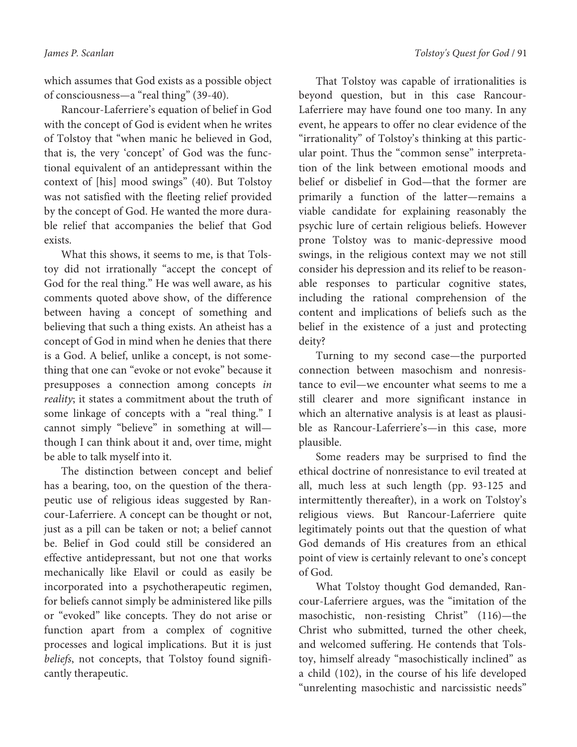which assumes that God exists as a possible object of consciousness—a "real thing" (39-40).

Rancour-Laferriere's equation of belief in God with the concept of God is evident when he writes of Tolstoy that "when manic he believed in God, that is, the very 'concept' of God was the functional equivalent of an antidepressant within the context of [his] mood swings" (40). But Tolstoy was not satisfied with the fleeting relief provided by the concept of God. He wanted the more durable relief that accompanies the belief that God exists.

What this shows, it seems to me, is that Tolstoy did not irrationally "accept the concept of God for the real thing." He was well aware, as his comments quoted above show, of the difference between having a concept of something and believing that such a thing exists. An atheist has a concept of God in mind when he denies that there is a God. A belief, unlike a concept, is not something that one can "evoke or not evoke" because it presupposes a connection among concepts *in reality*; it states a commitment about the truth of some linkage of concepts with a "real thing." I cannot simply "believe" in something at will—though I can think about it and, over time, might be able to talk myself into it.

The distinction between concept and belief has a bearing, too, on the question of the therapeutic use of religious ideas suggested by Rancour-Laferriere. A concept can be thought or not, just as a pill can be taken or not; a belief cannot be. Belief in God could still be considered an effective antidepressant, but not one that works mechanically like Elavil or could as easily be incorporated into a psychotherapeutic regimen, for beliefs cannot simply be administered like pills or "evoked" like concepts. They do not arise or function apart from a complex of cognitive processes and logical implications. But it is just *beliefs*, not concepts, that Tolstoy found significantly therapeutic.

That Tolstoy was capable of irrationalities is beyond question, but in this case Rancour-Laferriere may have found one too many. In any event, he appears to offer no clear evidence of the "irrationality" of Tolstoy's thinking at this particular point. Thus the "common sense" interpretation of the link between emotional moods and belief or disbelief in God—that the former are primarily a function of the latter—remains a viable candidate for explaining reasonably the psychic lure of certain religious beliefs. However prone Tolstoy was to manic-depressive mood swings, in the religious context may we not still consider his depression and its relief to be reasonable responses to particular cognitive states, including the rational comprehension of the content and implications of beliefs such as the belief in the existence of a just and protecting deity?

Turning to my second case—the purported connection between masochism and nonresistance to evil—we encounter what seems to me a still clearer and more significant instance in which an alternative analysis is at least as plausible as Rancour-Laferriere's—in this case, more plausible.

Some readers may be surprised to find the ethical doctrine of nonresistance to evil treated at all, much less at such length (pp. 93-125 and intermittently thereafter), in a work on Tolstoy's religious views. But Rancour-Laferriere quite legitimately points out that the question of what God demands of His creatures from an ethical point of view is certainly relevant to one's concept of God.

What Tolstoy thought God demanded, Rancour-Laferriere argues, was the "imitation of the masochistic, non-resisting Christ" (116)—the Christ who submitted, turned the other cheek, and welcomed suffering. He contends that Tolstoy, himself already "masochistically inclined" as a child (102), in the course of his life developed "unrelenting masochistic and narcissistic needs"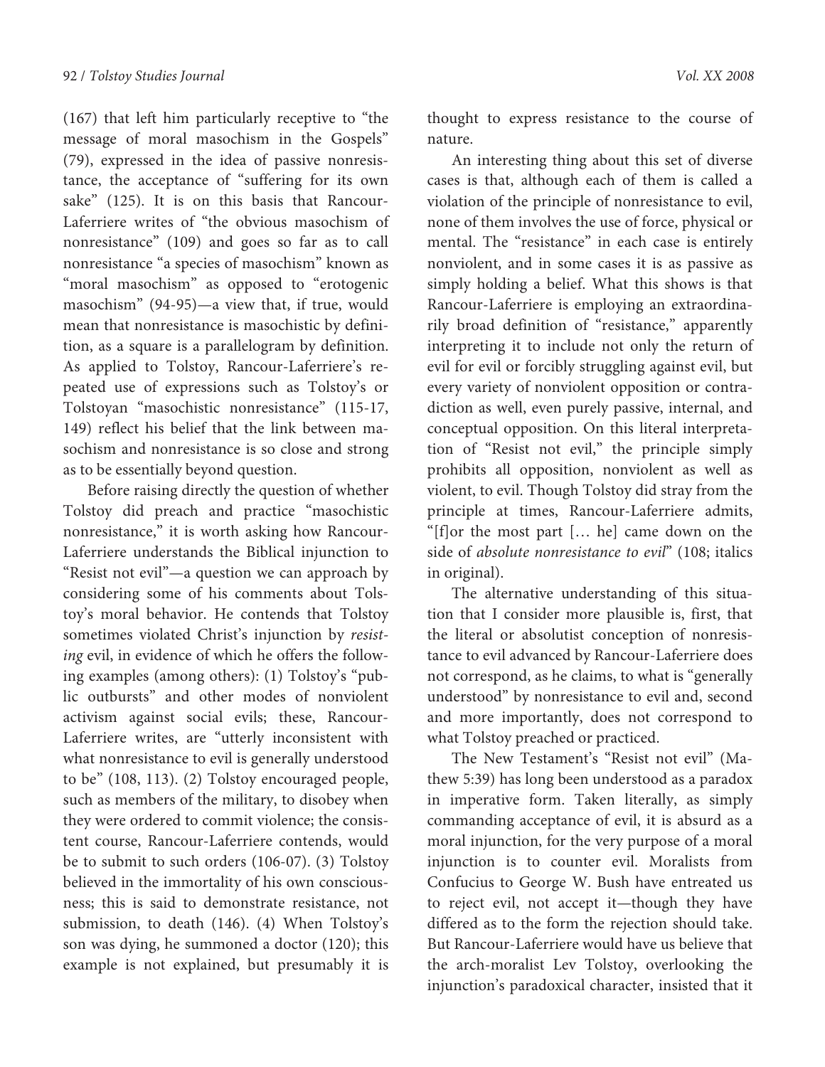(167) that left him particularly receptive to "the message of moral masochism in the Gospels" (79), expressed in the idea of passive nonresistance, the acceptance of "suffering for its own sake" (125). It is on this basis that Rancour-Laferriere writes of "the obvious masochism of nonresistance" (109) and goes so far as to call nonresistance "a species of masochism" known as "moral masochism" as opposed to "erotogenic masochism" (94-95)—a view that, if true, would mean that nonresistance is masochistic by definition, as a square is a parallelogram by definition. As applied to Tolstoy, Rancour-Laferriere's repeated use of expressions such as Tolstoy's or Tolstoyan "masochistic nonresistance" (115-17, 149) reflect his belief that the link between masochism and nonresistance is so close and strong as to be essentially beyond question.

Before raising directly the question of whether Tolstoy did preach and practice "masochistic nonresistance," it is worth asking how Rancour-Laferriere understands the Biblical injunction to "Resist not evil"—a question we can approach by considering some of his comments about Tolstoy's moral behavior. He contends that Tolstoy sometimes violated Christ's injunction by *resisting* evil, in evidence of which he offers the following examples (among others): (1) Tolstoy's "public outbursts" and other modes of nonviolent activism against social evils; these, Rancour-Laferriere writes, are "utterly inconsistent with what nonresistance to evil is generally understood to be" (108, 113). (2) Tolstoy encouraged people, such as members of the military, to disobey when they were ordered to commit violence; the consistent course, Rancour-Laferriere contends, would be to submit to such orders (106-07). (3) Tolstoy believed in the immortality of his own consciousness; this is said to demonstrate resistance, not submission, to death (146). (4) When Tolstoy's son was dying, he summoned a doctor (120); this example is not explained, but presumably it is thought to express resistance to the course of nature.

An interesting thing about this set of diverse cases is that, although each of them is called a violation of the principle of nonresistance to evil, none of them involves the use of force, physical or mental. The "resistance" in each case is entirely nonviolent, and in some cases it is as passive as simply holding a belief. What this shows is that Rancour-Laferriere is employing an extraordinarily broad definition of "resistance," apparently interpreting it to include not only the return of evil for evil or forcibly struggling against evil, but every variety of nonviolent opposition or contradiction as well, even purely passive, internal, and conceptual opposition. On this literal interpretation of "Resist not evil," the principle simply prohibits all opposition, nonviolent as well as violent, to evil. Though Tolstoy did stray from the principle at times, Rancour-Laferriere admits, "[f]or the most part [… he] came down on the side of *absolute nonresistance to evil*" (108; italics in original).

The alternative understanding of this situation that I consider more plausible is, first, that the literal or absolutist conception of nonresistance to evil advanced by Rancour-Laferriere does not correspond, as he claims, to what is "generally understood" by nonresistance to evil and, second and more importantly, does not correspond to what Tolstoy preached or practiced.

The New Testament's "Resist not evil" (Mathew 5:39) has long been understood as a paradox in imperative form. Taken literally, as simply commanding acceptance of evil, it is absurd as a moral injunction, for the very purpose of a moral injunction is to counter evil. Moralists from Confucius to George W. Bush have entreated us to reject evil, not accept it—though they have differed as to the form the rejection should take. But Rancour-Laferriere would have us believe that the arch-moralist Lev Tolstoy, overlooking the injunction's paradoxical character, insisted that it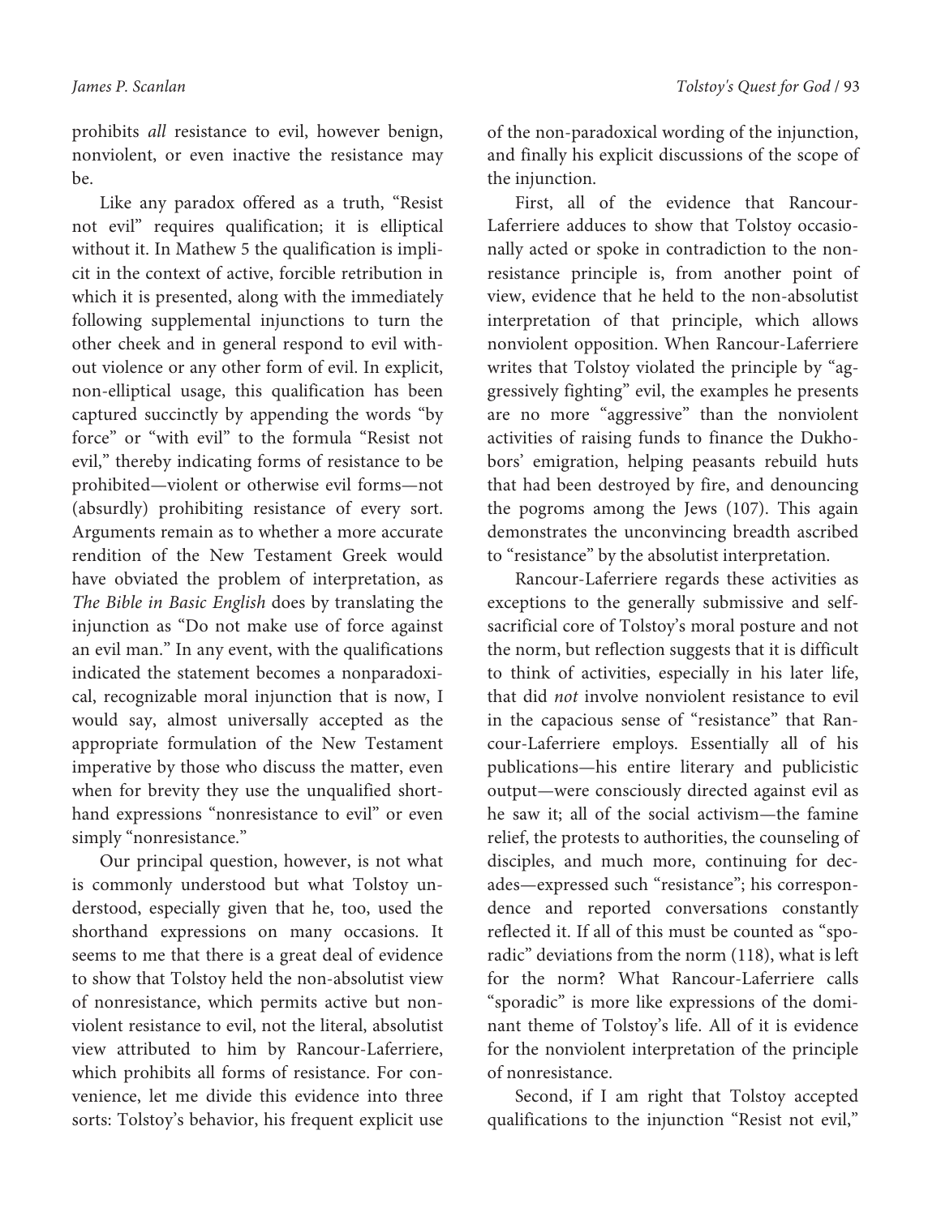prohibits *all* resistance to evil, however benign, nonviolent, or even inactive the resistance may be.

Like any paradox offered as a truth, "Resist not evil" requires qualification; it is elliptical without it. In Mathew 5 the qualification is implicit in the context of active, forcible retribution in which it is presented, along with the immediately following supplemental injunctions to turn the other cheek and in general respond to evil without violence or any other form of evil. In explicit, non-elliptical usage, this qualification has been captured succinctly by appending the words "by force" or "with evil" to the formula "Resist not evil," thereby indicating forms of resistance to be prohibited—violent or otherwise evil forms—not (absurdly) prohibiting resistance of every sort. Arguments remain as to whether a more accurate rendition of the New Testament Greek would have obviated the problem of interpretation, as *The Bible in Basic English* does by translating the injunction as "Do not make use of force against an evil man." In any event, with the qualifications indicated the statement becomes a nonparadoxical, recognizable moral injunction that is now, I would say, almost universally accepted as the appropriate formulation of the New Testament imperative by those who discuss the matter, even when for brevity they use the unqualified shorthand expressions "nonresistance to evil" or even simply "nonresistance."

Our principal question, however, is not what is commonly understood but what Tolstoy understood, especially given that he, too, used the shorthand expressions on many occasions. It seems to me that there is a great deal of evidence to show that Tolstoy held the non-absolutist view of nonresistance, which permits active but nonviolent resistance to evil, not the literal, absolutist view attributed to him by Rancour-Laferriere, which prohibits all forms of resistance. For convenience, let me divide this evidence into three sorts: Tolstoy's behavior, his frequent explicit use of the non-paradoxical wording of the injunction, and finally his explicit discussions of the scope of the injunction.

First, all of the evidence that Rancour-Laferriere adduces to show that Tolstoy occasionally acted or spoke in contradiction to the nonresistance principle is, from another point of view, evidence that he held to the non-absolutist interpretation of that principle, which allows nonviolent opposition. When Rancour-Laferriere writes that Tolstoy violated the principle by "aggressively fighting" evil, the examples he presents are no more "aggressive" than the nonviolent activities of raising funds to finance the Dukhobors' emigration, helping peasants rebuild huts that had been destroyed by fire, and denouncing the pogroms among the Jews (107). This again demonstrates the unconvincing breadth ascribed to "resistance" by the absolutist interpretation.

Rancour-Laferriere regards these activities as exceptions to the generally submissive and self-sacrificial core of Tolstoy's moral posture and not the norm, but reflection suggests that it is difficult to think of activities, especially in his later life, that did *not* involve nonviolent resistance to evil in the capacious sense of "resistance" that Rancour-Laferriere employs. Essentially all of his publications—his entire literary and publicistic output—were consciously directed against evil as he saw it; all of the social activism—the famine relief, the protests to authorities, the counseling of disciples, and much more, continuing for decades—expressed such "resistance"; his correspondence and reported conversations constantly reflected it. If all of this must be counted as "sporadic" deviations from the norm (118), what is left for the norm? What Rancour-Laferriere calls "sporadic" is more like expressions of the dominant theme of Tolstoy's life. All of it is evidence for the nonviolent interpretation of the principle of nonresistance.

Second, if I am right that Tolstoy accepted qualifications to the injunction "Resist not evil,"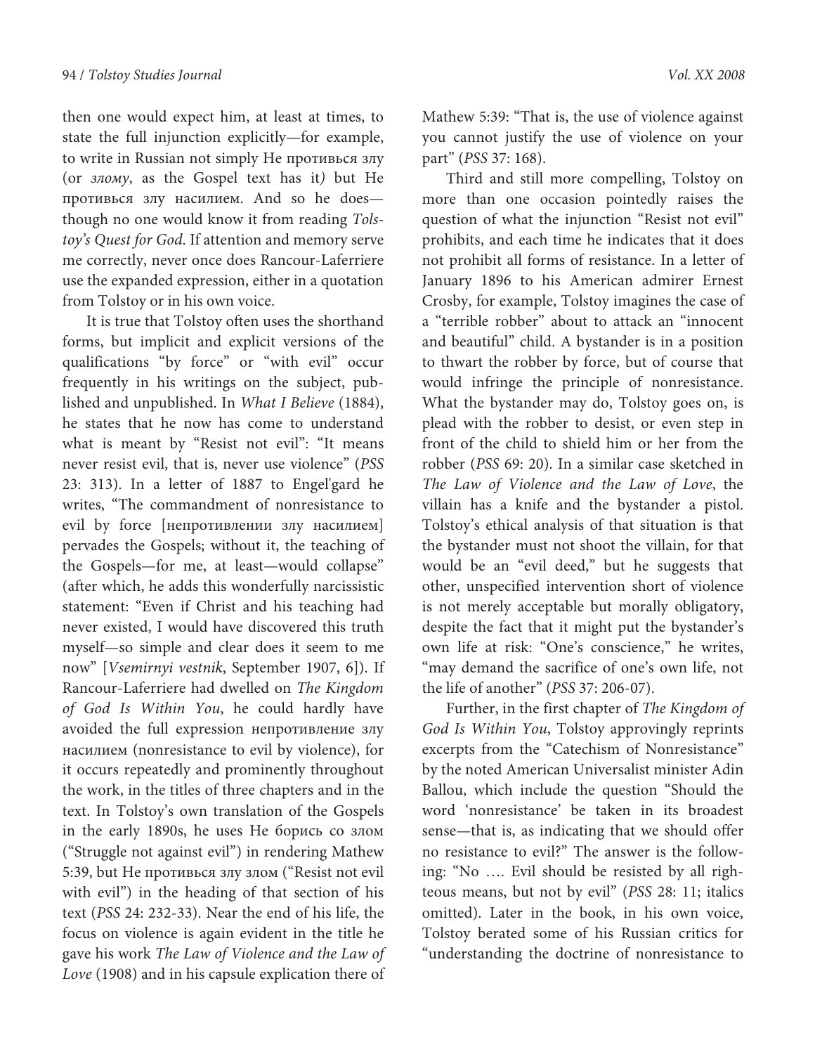then one would expect him, at least at times, to state the full injunction explicitly—for example, to write in Russian not simply Не противься злу (or *злому*, as the Gospel text has it) but Не противься злу насилием. And so he does—though no one would know it from reading *Tolstoy's Quest for God*. If attention and memory serve me correctly, never once does Rancour-Laferriere use the expanded expression, either in a quotation from Tolstoy or in his own voice.

It is true that Tolstoy often uses the shorthand forms, but implicit and explicit versions of the qualifications "by force" or "with evil" occur frequently in his writings on the subject, published and unpublished. In *What I Believe* (1884), he states that he now has come to understand what is meant by "Resist not evil": "It means never resist evil, that is, never use violence" (*PSS* 23: 313). In a letter of 1887 to Engel'gard he writes, "The commandment of nonresistance to evil by force [непротивлении злу насилием] pervades the Gospels; without it, the teaching of the Gospels—for me, at least—would collapse" (after which, he adds this wonderfully narcissistic statement: "Even if Christ and his teaching had never existed, I would have discovered this truth myself—so simple and clear does it seem to me now" [*Vsemirnyi vestnik*, September 1907, 6]). If Rancour-Laferriere had dwelled on *The Kingdom of God Is Within You*, he could hardly have avoided the full expression непротивление злу насилием (nonresistance to evil by violence), for it occurs repeatedly and prominently throughout the work, in the titles of three chapters and in the text. In Tolstoy's own translation of the Gospels in the early 1890s, he uses Не борись со злом ("Struggle not against evil") in rendering Mathew 5:39, but Не противься злу злом ("Resist not evil with evil") in the heading of that section of his text (*PSS* 24: 232-33). Near the end of his life, the focus on violence is again evident in the title he gave his work *The Law of Violence and the Law of Love* (1908) and in his capsule explication there of Mathew 5:39: "That is, the use of violence against you cannot justify the use of violence on your part" (*PSS* 37: 168).

Third and still more compelling, Tolstoy on more than one occasion pointedly raises the question of what the injunction "Resist not evil" prohibits, and each time he indicates that it does not prohibit all forms of resistance. In a letter of January 1896 to his American admirer Ernest Crosby, for example, Tolstoy imagines the case of a "terrible robber" about to attack an "innocent and beautiful" child. A bystander is in a position to thwart the robber by force, but of course that would infringe the principle of nonresistance. What the bystander may do, Tolstoy goes on, is plead with the robber to desist, or even step in front of the child to shield him or her from the robber (*PSS* 69: 20). In a similar case sketched in *The Law of Violence and the Law of Love*, the villain has a knife and the bystander a pistol. Tolstoy's ethical analysis of that situation is that the bystander must not shoot the villain, for that would be an "evil deed," but he suggests that other, unspecified intervention short of violence is not merely acceptable but morally obligatory, despite the fact that it might put the bystander's own life at risk: "One's conscience," he writes, "may demand the sacrifice of one's own life, not the life of another" (*PSS* 37: 206-07).

Further, in the first chapter of *The Kingdom of God Is Within You*, Tolstoy approvingly reprints excerpts from the "Catechism of Nonresistance" by the noted American Universalist minister Adin Ballou, which include the question "Should the word 'nonresistance' be taken in its broadest sense—that is, as indicating that we should offer no resistance to evil?" The answer is the following: "No …. Evil should be resisted by all righteous means, but not by evil" (*PSS* 28: 11; italics omitted). Later in the book, in his own voice, Tolstoy berated some of his Russian critics for "understanding the doctrine of nonresistance to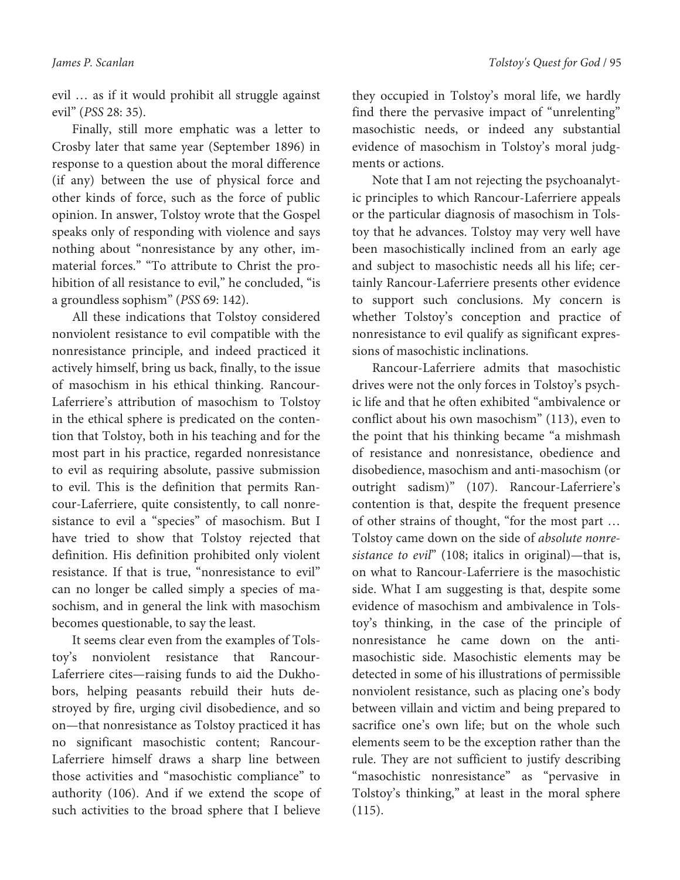evil … as if it would prohibit all struggle against evil" (*PSS* 28: 35).

Finally, still more emphatic was a letter to Crosby later that same year (September 1896) in response to a question about the moral difference (if any) between the use of physical force and other kinds of force, such as the force of public opinion. In answer, Tolstoy wrote that the Gospel speaks only of responding with violence and says nothing about "nonresistance by any other, immaterial forces." "To attribute to Christ the prohibition of all resistance to evil," he concluded, "is a groundless sophism" (*PSS* 69: 142).

All these indications that Tolstoy considered nonviolent resistance to evil compatible with the nonresistance principle, and indeed practiced it actively himself, bring us back, finally, to the issue of masochism in his ethical thinking. Rancour-Laferriere's attribution of masochism to Tolstoy in the ethical sphere is predicated on the contention that Tolstoy, both in his teaching and for the most part in his practice, regarded nonresistance to evil as requiring absolute, passive submission to evil. This is the definition that permits Rancour-Laferriere, quite consistently, to call nonresistance to evil a "species" of masochism. But I have tried to show that Tolstoy rejected that definition. His definition prohibited only violent resistance. If that is true, "nonresistance to evil" can no longer be called simply a species of masochism, and in general the link with masochism becomes questionable, to say the least.

It seems clear even from the examples of Tolstoy's nonviolent resistance that Rancour-Laferriere cites—raising funds to aid the Dukhobors, helping peasants rebuild their huts destroyed by fire, urging civil disobedience, and so on—that nonresistance as Tolstoy practiced it has no significant masochistic content; Rancour-Laferriere himself draws a sharp line between those activities and "masochistic compliance" to authority (106). And if we extend the scope of such activities to the broad sphere that I believe they occupied in Tolstoy's moral life, we hardly find there the pervasive impact of "unrelenting" masochistic needs, or indeed any substantial evidence of masochism in Tolstoy's moral judgments or actions.

Note that I am not rejecting the psychoanalytic principles to which Rancour-Laferriere appeals or the particular diagnosis of masochism in Tolstoy that he advances. Tolstoy may very well have been masochistically inclined from an early age and subject to masochistic needs all his life; certainly Rancour-Laferriere presents other evidence to support such conclusions. My concern is whether Tolstoy's conception and practice of nonresistance to evil qualify as significant expressions of masochistic inclinations.

Rancour-Laferriere admits that masochistic drives were not the only forces in Tolstoy's psychic life and that he often exhibited "ambivalence or conflict about his own masochism" (113), even to the point that his thinking became "a mishmash of resistance and nonresistance, obedience and disobedience, masochism and anti-masochism (or outright sadism)" (107). Rancour-Laferriere's contention is that, despite the frequent presence of other strains of thought, "for the most part … Tolstoy came down on the side of *absolute nonresistance to evil*" (108; italics in original)—that is, on what to Rancour-Laferriere is the masochistic side. What I am suggesting is that, despite some evidence of masochism and ambivalence in Tolstoy's thinking, in the case of the principle of nonresistance he came down on the anti-masochistic side. Masochistic elements may be detected in some of his illustrations of permissible nonviolent resistance, such as placing one's body between villain and victim and being prepared to sacrifice one's own life; but on the whole such elements seem to be the exception rather than the rule. They are not sufficient to justify describing "masochistic nonresistance" as "pervasive in Tolstoy's thinking," at least in the moral sphere (115).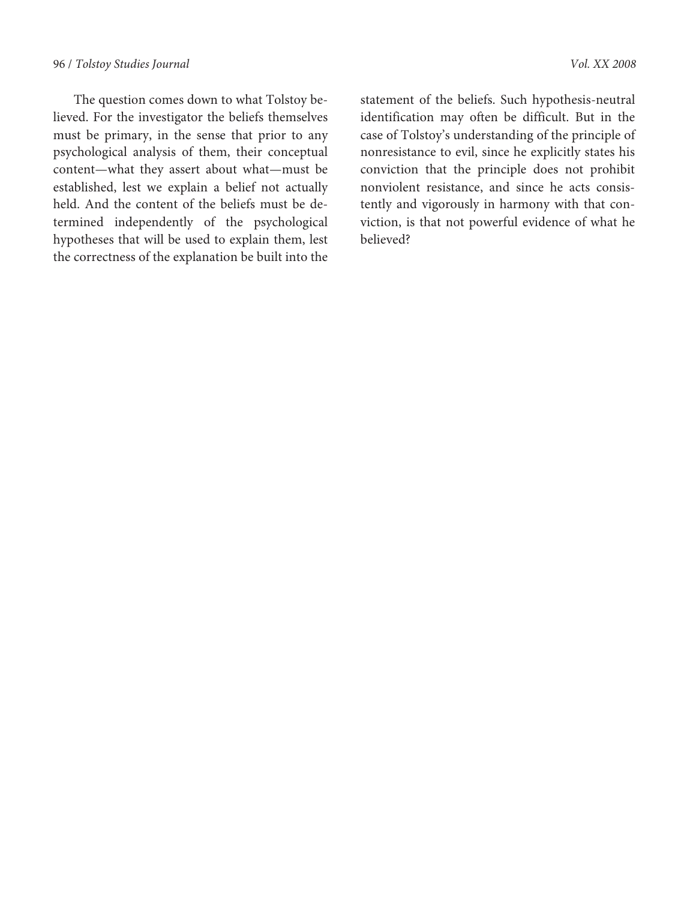The question comes down to what Tolstoy believed. For the investigator the beliefs themselves must be primary, in the sense that prior to any psychological analysis of them, their conceptual content—what they assert about what—must be established, lest we explain a belief not actually held. And the content of the beliefs must be determined independently of the psychological hypotheses that will be used to explain them, lest the correctness of the explanation be built into the statement of the beliefs. Such hypothesis-neutral identification may often be difficult. But in the case of Tolstoy's understanding of the principle of nonresistance to evil, since he explicitly states his conviction that the principle does not prohibit nonviolent resistance, and since he acts consistently and vigorously in harmony with that conviction, is that not powerful evidence of what he believed?